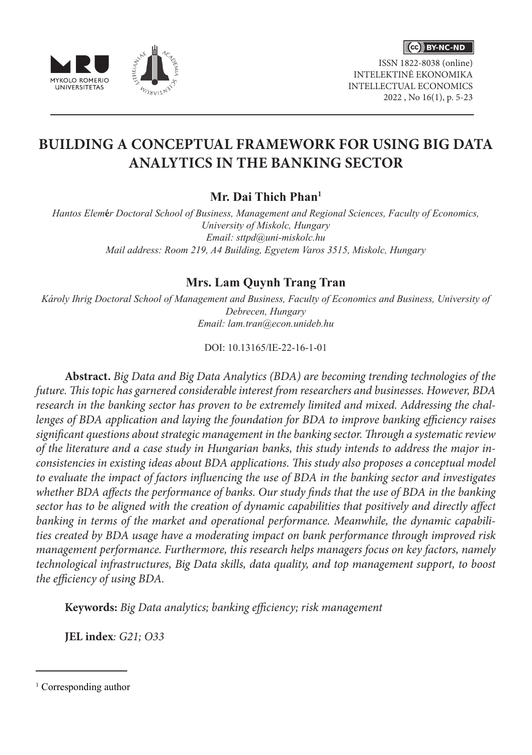ISSN 1822-8038 (online)
INTELEKTINĖ EKONOMIKA
INTELLECTUAL ECONOMICS
2022 , No 16(1), p. 5-23

# BUILDING A CONCEPTUAL FRAMEWORK FOR USING BIG DATA ANALYTICS IN THE BANKING SECTOR

**Mr. Dai Thich Phan**[1]

*Hantos Elemér Doctoral School of Business, Management and Regional Sciences, Faculty of Economics, University of Miskolc, Hungary*
*Email: sttpd@uni-miskolc.hu*
*Mail address: Room 219, A4 Building, Egyetem Varos 3515, Miskolc, Hungary*

**Mrs. Lam Quynh Trang Tran**

*Károly Ihrig Doctoral School of Management and Business, Faculty of Economics and Business, University of Debrecen, Hungary*
*Email: lam.tran@econ.unideb.hu*

DOI: 10.13165/IE-22-16-1-01

**Abstract.** *Big Data and Big Data Analytics (BDA) are becoming trending technologies of the future. This topic has garnered considerable interest from researchers and businesses. However, BDA research in the banking sector has proven to be extremely limited and mixed. Addressing the challenges of BDA application and laying the foundation for BDA to improve banking efficiency raises significant questions about strategic management in the banking sector. Through a systematic review of the literature and a case study in Hungarian banks, this study intends to address the major inconsistencies in existing ideas about BDA applications. This study also proposes a conceptual model to evaluate the impact of factors influencing the use of BDA in the banking sector and investigates whether BDA affects the performance of banks. Our study finds that the use of BDA in the banking sector has to be aligned with the creation of dynamic capabilities that positively and directly affect banking in terms of the market and operational performance. Meanwhile, the dynamic capabilities created by BDA usage have a moderating impact on bank performance through improved risk management performance. Furthermore, this research helps managers focus on key factors, namely technological infrastructures, Big Data skills, data quality, and top management support, to boost the efficiency of using BDA.*

**Keywords:** *Big Data analytics; banking efficiency; risk management*

**JEL index***: G21; O33*

---

[1] Corresponding author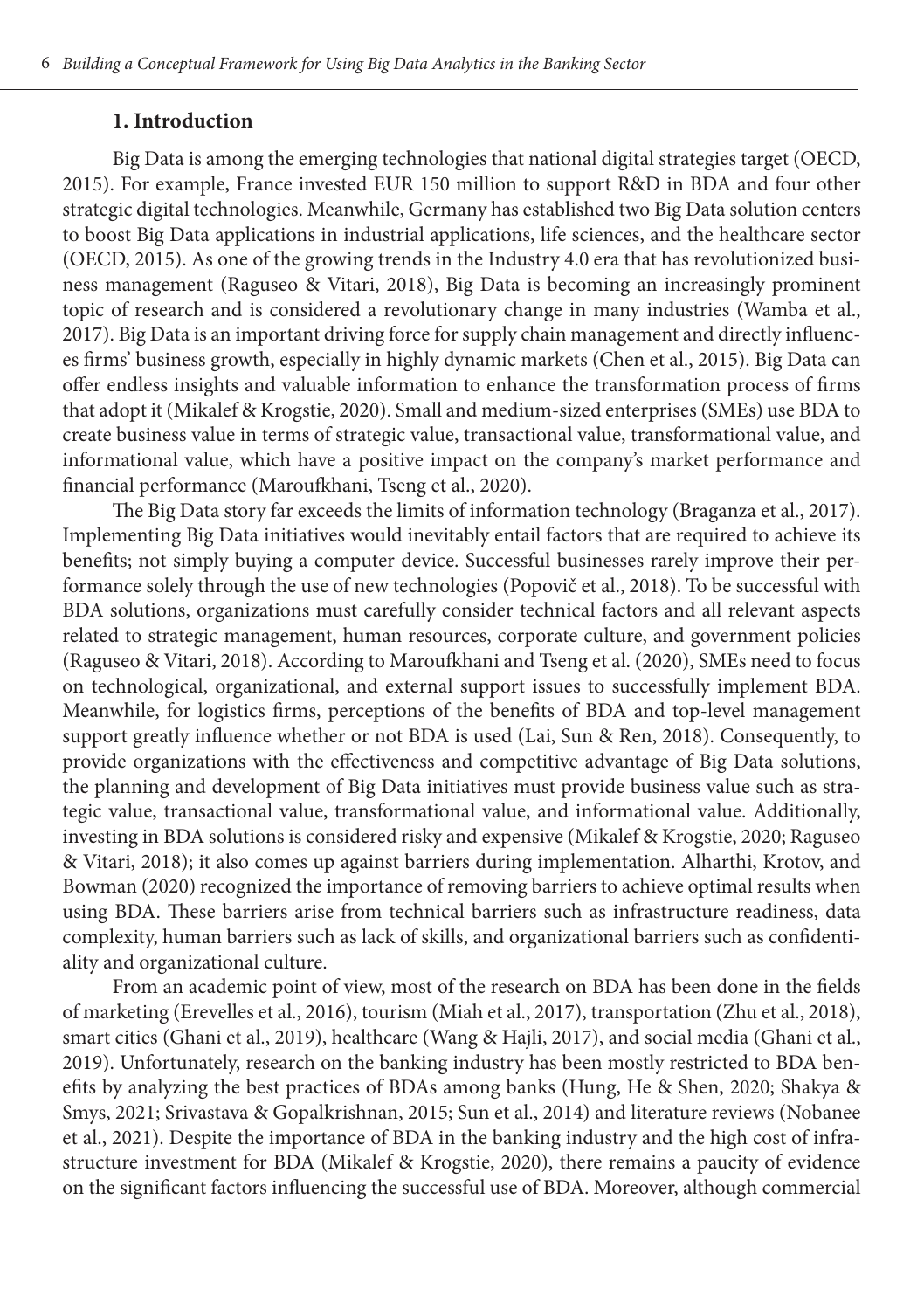## 1. Introduction

Big Data is among the emerging technologies that national digital strategies target (OECD, 2015). For example, France invested EUR 150 million to support R&D in BDA and four other strategic digital technologies. Meanwhile, Germany has established two Big Data solution centers to boost Big Data applications in industrial applications, life sciences, and the healthcare sector (OECD, 2015). As one of the growing trends in the Industry 4.0 era that has revolutionized business management (Raguseo & Vitari, 2018), Big Data is becoming an increasingly prominent topic of research and is considered a revolutionary change in many industries (Wamba et al., 2017). Big Data is an important driving force for supply chain management and directly influences firms' business growth, especially in highly dynamic markets (Chen et al., 2015). Big Data can offer endless insights and valuable information to enhance the transformation process of firms that adopt it (Mikalef & Krogstie, 2020). Small and medium-sized enterprises (SMEs) use BDA to create business value in terms of strategic value, transactional value, transformational value, and informational value, which have a positive impact on the company's market performance and financial performance (Maroufkhani, Tseng et al., 2020).

The Big Data story far exceeds the limits of information technology (Braganza et al., 2017). Implementing Big Data initiatives would inevitably entail factors that are required to achieve its benefits; not simply buying a computer device. Successful businesses rarely improve their performance solely through the use of new technologies (Popovič et al., 2018). To be successful with BDA solutions, organizations must carefully consider technical factors and all relevant aspects related to strategic management, human resources, corporate culture, and government policies (Raguseo & Vitari, 2018). According to Maroufkhani and Tseng et al. (2020), SMEs need to focus on technological, organizational, and external support issues to successfully implement BDA. Meanwhile, for logistics firms, perceptions of the benefits of BDA and top-level management support greatly influence whether or not BDA is used (Lai, Sun & Ren, 2018). Consequently, to provide organizations with the effectiveness and competitive advantage of Big Data solutions, the planning and development of Big Data initiatives must provide business value such as strategic value, transactional value, transformational value, and informational value. Additionally, investing in BDA solutions is considered risky and expensive (Mikalef & Krogstie, 2020; Raguseo & Vitari, 2018); it also comes up against barriers during implementation. Alharthi, Krotov, and Bowman (2020) recognized the importance of removing barriers to achieve optimal results when using BDA. These barriers arise from technical barriers such as infrastructure readiness, data complexity, human barriers such as lack of skills, and organizational barriers such as confidentiality and organizational culture.

From an academic point of view, most of the research on BDA has been done in the fields of marketing (Erevelles et al., 2016), tourism (Miah et al., 2017), transportation (Zhu et al., 2018), smart cities (Ghani et al., 2019), healthcare (Wang & Hajli, 2017), and social media (Ghani et al., 2019). Unfortunately, research on the banking industry has been mostly restricted to BDA benefits by analyzing the best practices of BDAs among banks (Hung, He & Shen, 2020; Shakya & Smys, 2021; Srivastava & Gopalkrishnan, 2015; Sun et al., 2014) and literature reviews (Nobanee et al., 2021). Despite the importance of BDA in the banking industry and the high cost of infrastructure investment for BDA (Mikalef & Krogstie, 2020), there remains a paucity of evidence on the significant factors influencing the successful use of BDA. Moreover, although commercial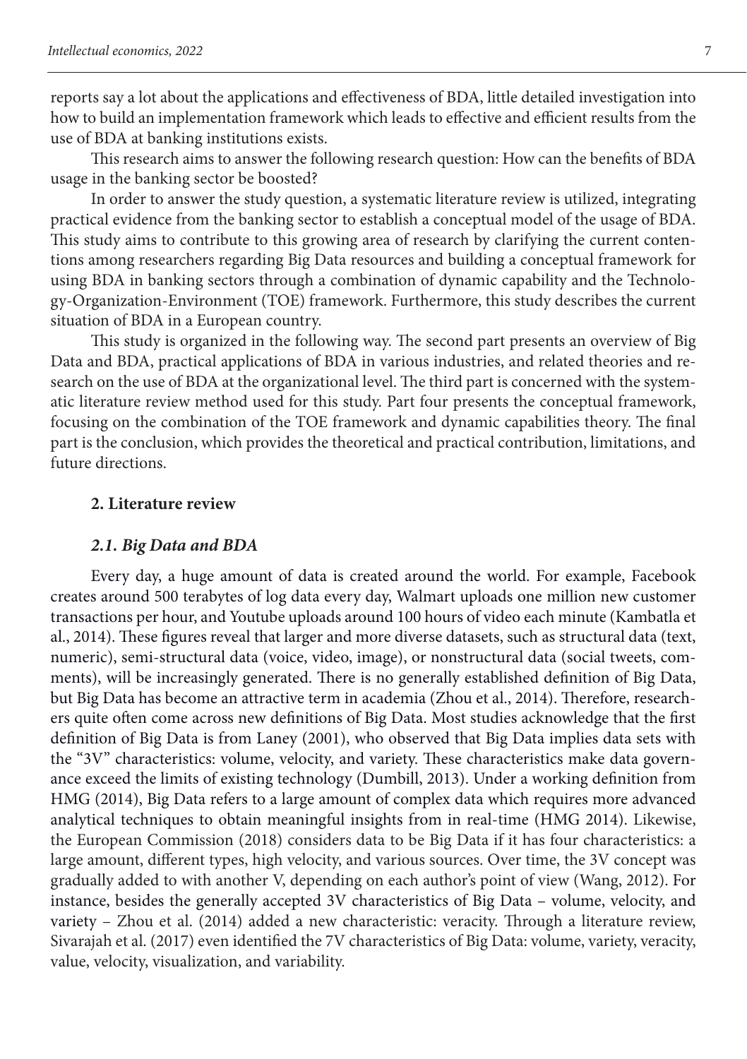reports say a lot about the applications and effectiveness of BDA, little detailed investigation into how to build an implementation framework which leads to effective and efficient results from the use of BDA at banking institutions exists.

This research aims to answer the following research question: How can the benefits of BDA usage in the banking sector be boosted?

In order to answer the study question, a systematic literature review is utilized, integrating practical evidence from the banking sector to establish a conceptual model of the usage of BDA. This study aims to contribute to this growing area of research by clarifying the current contentions among researchers regarding Big Data resources and building a conceptual framework for using BDA in banking sectors through a combination of dynamic capability and the Technology-Organization-Environment (TOE) framework. Furthermore, this study describes the current situation of BDA in a European country.

This study is organized in the following way. The second part presents an overview of Big Data and BDA, practical applications of BDA in various industries, and related theories and research on the use of BDA at the organizational level. The third part is concerned with the systematic literature review method used for this study. Part four presents the conceptual framework, focusing on the combination of the TOE framework and dynamic capabilities theory. The final part is the conclusion, which provides the theoretical and practical contribution, limitations, and future directions.

## 2. Literature review

### *2.1. Big Data and BDA*

Every day, a huge amount of data is created around the world. For example, Facebook creates around 500 terabytes of log data every day, Walmart uploads one million new customer transactions per hour, and Youtube uploads around 100 hours of video each minute (Kambatla et al., 2014). These figures reveal that larger and more diverse datasets, such as structural data (text, numeric), semi-structural data (voice, video, image), or nonstructural data (social tweets, comments), will be increasingly generated. There is no generally established definition of Big Data, but Big Data has become an attractive term in academia (Zhou et al., 2014). Therefore, researchers quite often come across new definitions of Big Data. Most studies acknowledge that the first definition of Big Data is from Laney (2001), who observed that Big Data implies data sets with the "3V" characteristics: volume, velocity, and variety. These characteristics make data governance exceed the limits of existing technology (Dumbill, 2013). Under a working definition from HMG (2014), Big Data refers to a large amount of complex data which requires more advanced analytical techniques to obtain meaningful insights from in real-time (HMG 2014). Likewise, the European Commission (2018) considers data to be Big Data if it has four characteristics: a large amount, different types, high velocity, and various sources. Over time, the 3V concept was gradually added to with another V, depending on each author's point of view (Wang, 2012). For instance, besides the generally accepted 3V characteristics of Big Data – volume, velocity, and variety – Zhou et al. (2014) added a new characteristic: veracity. Through a literature review, Sivarajah et al. (2017) even identified the 7V characteristics of Big Data: volume, variety, veracity, value, velocity, visualization, and variability.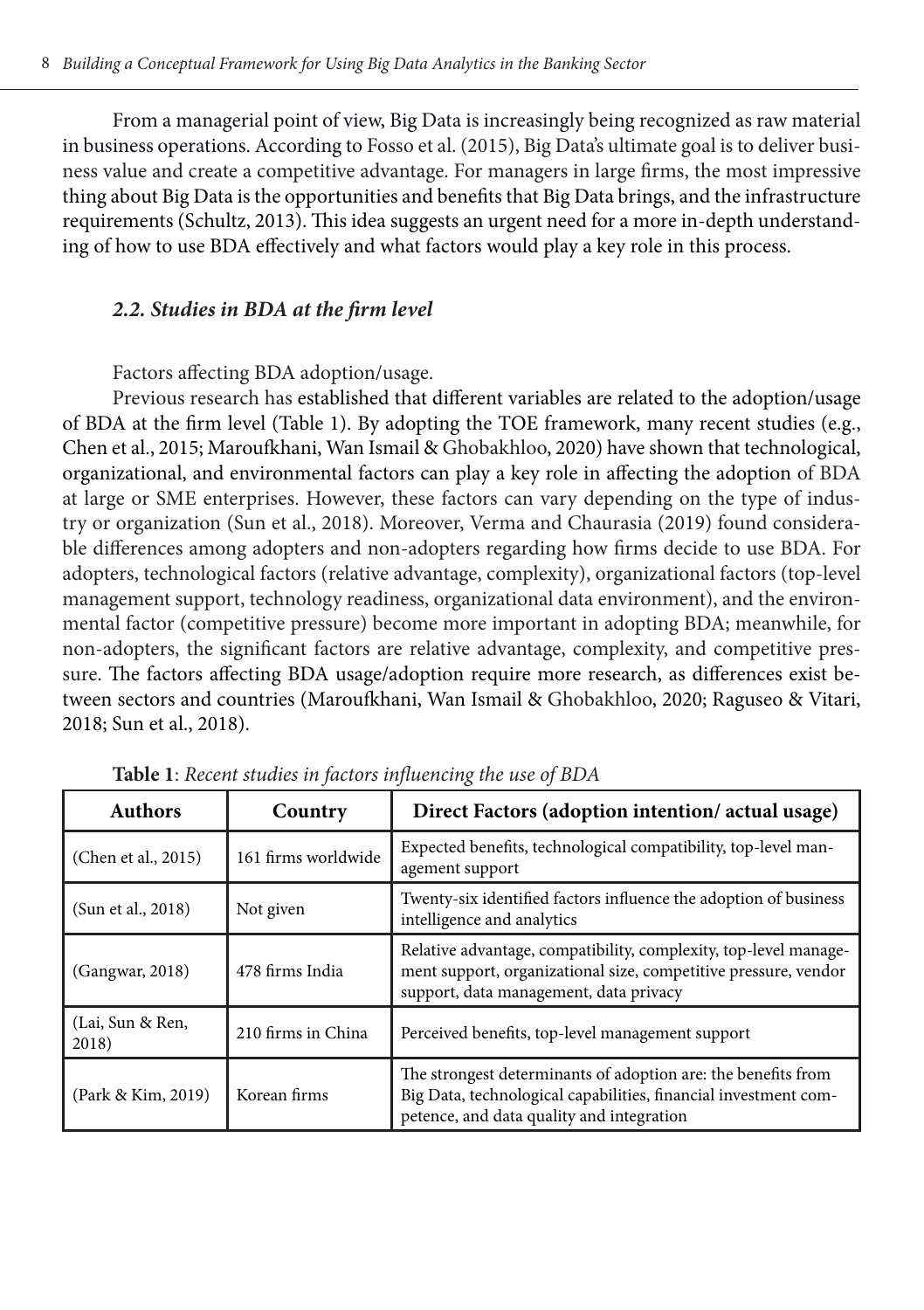From a managerial point of view, Big Data is increasingly being recognized as raw material in business operations. According to Fosso et al. (2015), Big Data's ultimate goal is to deliver business value and create a competitive advantage. For managers in large firms, the most impressive thing about Big Data is the opportunities and benefits that Big Data brings, and the infrastructure requirements (Schultz, 2013). This idea suggests an urgent need for a more in-depth understanding of how to use BDA effectively and what factors would play a key role in this process.

### *2.2. Studies in BDA at the firm level*

Factors affecting BDA adoption/usage.

Previous research has established that different variables are related to the adoption/usage of BDA at the firm level (Table 1). By adopting the TOE framework, many recent studies (e.g., Chen et al., 2015; Maroufkhani, Wan Ismail & Ghobakhloo, 2020) have shown that technological, organizational, and environmental factors can play a key role in affecting the adoption of BDA at large or SME enterprises. However, these factors can vary depending on the type of industry or organization (Sun et al., 2018). Moreover, Verma and Chaurasia (2019) found considerable differences among adopters and non-adopters regarding how firms decide to use BDA. For adopters, technological factors (relative advantage, complexity), organizational factors (top-level management support, technology readiness, organizational data environment), and the environmental factor (competitive pressure) become more important in adopting BDA; meanwhile, for non-adopters, the significant factors are relative advantage, complexity, and competitive pressure. The factors affecting BDA usage/adoption require more research, as differences exist between sectors and countries (Maroufkhani, Wan Ismail & Ghobakhloo, 2020; Raguseo & Vitari, 2018; Sun et al., 2018).

**Table 1**: *Recent studies in factors influencing the use of BDA*

| Authors | Country | Direct Factors (adoption intention/ actual usage) |
|---|---|---|
| (Chen et al., 2015) | 161 firms worldwide | Expected benefits, technological compatibility, top-level management support |
| (Sun et al., 2018) | Not given | Twenty-six identified factors influence the adoption of business intelligence and analytics |
| (Gangwar, 2018) | 478 firms India | Relative advantage, compatibility, complexity, top-level management support, organizational size, competitive pressure, vendor support, data management, data privacy |
| (Lai, Sun & Ren, 2018) | 210 firms in China | Perceived benefits, top-level management support |
| (Park & Kim, 2019) | Korean firms | The strongest determinants of adoption are: the benefits from Big Data, technological capabilities, financial investment competence, and data quality and integration |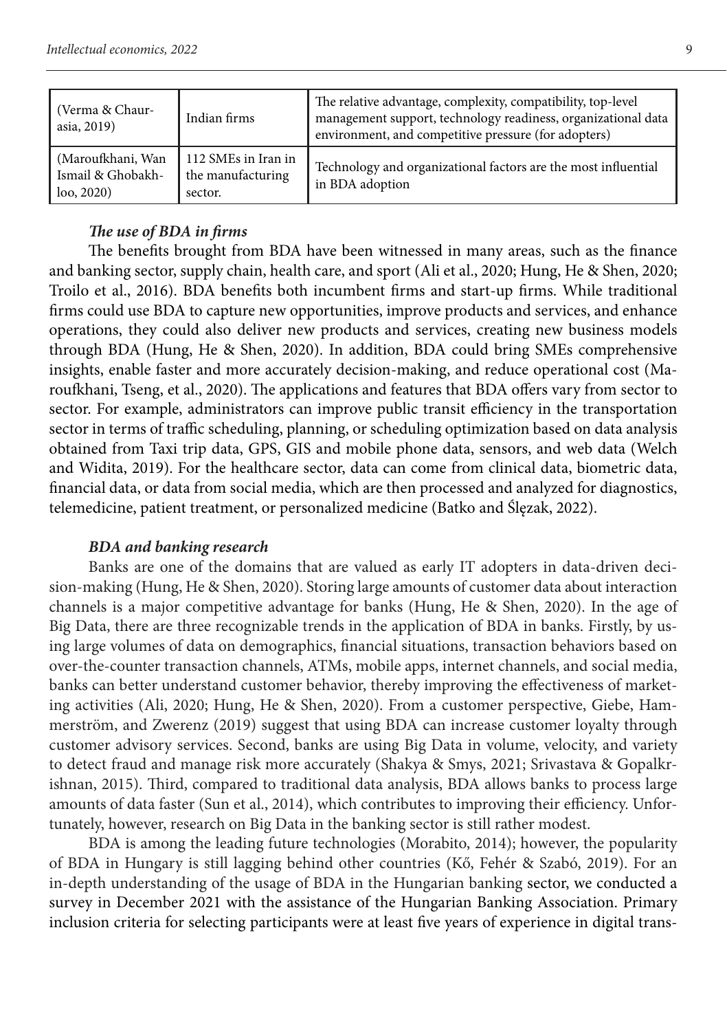| | | |
|---|---|---|
| (Verma & Chaurasia, 2019) | Indian firms | The relative advantage, complexity, compatibility, top-level management support, technology readiness, organizational data environment, and competitive pressure (for adopters) |
| (Maroufkhani, Wan Ismail & Ghobakhloo, 2020) | 112 SMEs in Iran in the manufacturing sector. | Technology and organizational factors are the most influential in BDA adoption |

#### *The use of BDA in firms*

The benefits brought from BDA have been witnessed in many areas, such as the finance and banking sector, supply chain, health care, and sport (Ali et al., 2020; Hung, He & Shen, 2020; Troilo et al., 2016). BDA benefits both incumbent firms and start-up firms. While traditional firms could use BDA to capture new opportunities, improve products and services, and enhance operations, they could also deliver new products and services, creating new business models through BDA (Hung, He & Shen, 2020). In addition, BDA could bring SMEs comprehensive insights, enable faster and more accurately decision-making, and reduce operational cost (Maroufkhani, Tseng, et al., 2020). The applications and features that BDA offers vary from sector to sector. For example, administrators can improve public transit efficiency in the transportation sector in terms of traffic scheduling, planning, or scheduling optimization based on data analysis obtained from Taxi trip data, GPS, GIS and mobile phone data, sensors, and web data (Welch and Widita, 2019). For the healthcare sector, data can come from clinical data, biometric data, financial data, or data from social media, which are then processed and analyzed for diagnostics, telemedicine, patient treatment, or personalized medicine (Batko and Ślęzak, 2022).

#### *BDA and banking research*

Banks are one of the domains that are valued as early IT adopters in data-driven decision-making (Hung, He & Shen, 2020). Storing large amounts of customer data about interaction channels is a major competitive advantage for banks (Hung, He & Shen, 2020). In the age of Big Data, there are three recognizable trends in the application of BDA in banks. Firstly, by using large volumes of data on demographics, financial situations, transaction behaviors based on over-the-counter transaction channels, ATMs, mobile apps, internet channels, and social media, banks can better understand customer behavior, thereby improving the effectiveness of marketing activities (Ali, 2020; Hung, He & Shen, 2020). From a customer perspective, Giebe, Hammerström, and Zwerenz (2019) suggest that using BDA can increase customer loyalty through customer advisory services. Second, banks are using Big Data in volume, velocity, and variety to detect fraud and manage risk more accurately (Shakya & Smys, 2021; Srivastava & Gopalkrishnan, 2015). Third, compared to traditional data analysis, BDA allows banks to process large amounts of data faster (Sun et al., 2014), which contributes to improving their efficiency. Unfortunately, however, research on Big Data in the banking sector is still rather modest.

BDA is among the leading future technologies (Morabito, 2014); however, the popularity of BDA in Hungary is still lagging behind other countries (Kő, Fehér & Szabó, 2019). For an in-depth understanding of the usage of BDA in the Hungarian banking sector, we conducted a survey in December 2021 with the assistance of the Hungarian Banking Association. Primary inclusion criteria for selecting participants were at least five years of experience in digital trans-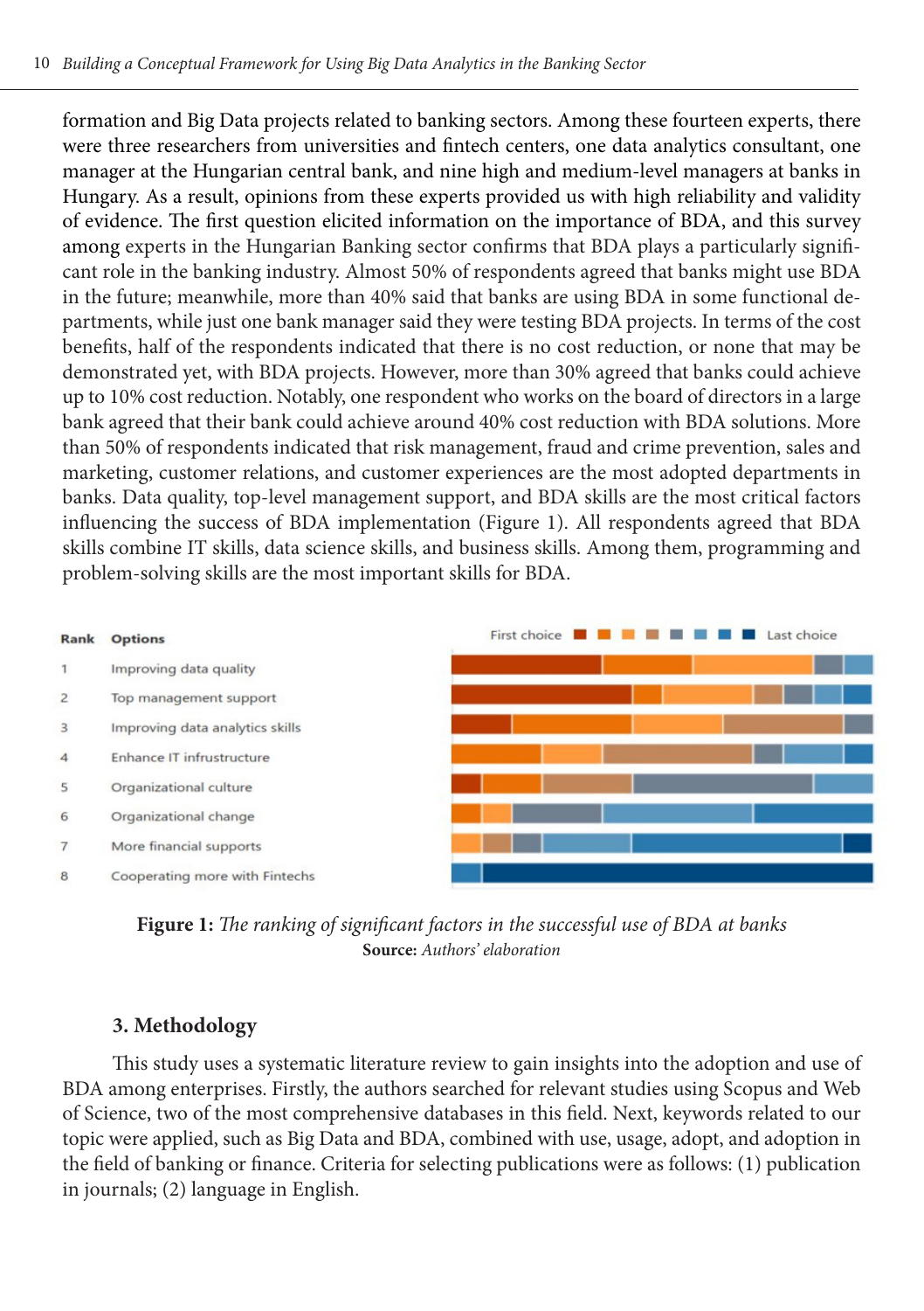formation and Big Data projects related to banking sectors. Among these fourteen experts, there were three researchers from universities and fintech centers, one data analytics consultant, one manager at the Hungarian central bank, and nine high and medium-level managers at banks in Hungary. As a result, opinions from these experts provided us with high reliability and validity of evidence. The first question elicited information on the importance of BDA, and this survey among experts in the Hungarian Banking sector confirms that BDA plays a particularly significant role in the banking industry. Almost 50% of respondents agreed that banks might use BDA in the future; meanwhile, more than 40% said that banks are using BDA in some functional departments, while just one bank manager said they were testing BDA projects. In terms of the cost benefits, half of the respondents indicated that there is no cost reduction, or none that may be demonstrated yet, with BDA projects. However, more than 30% agreed that banks could achieve up to 10% cost reduction. Notably, one respondent who works on the board of directors in a large bank agreed that their bank could achieve around 40% cost reduction with BDA solutions. More than 50% of respondents indicated that risk management, fraud and crime prevention, sales and marketing, customer relations, and customer experiences are the most adopted departments in banks. Data quality, top-level management support, and BDA skills are the most critical factors influencing the success of BDA implementation (Figure 1). All respondents agreed that BDA skills combine IT skills, data science skills, and business skills. Among them, programming and problem-solving skills are the most important skills for BDA.

| Rank | Options |
|---|---|
| 1 | Improving data quality |
| 2 | Top management support |
| 3 | Improving data analytics skills |
| 4 | Enhance IT infrustructure |
| 5 | Organizational culture |
| 6 | Organizational change |
| 7 | More financial supports |
| 8 | Cooperating more with Fintechs |

First choice → Last choice

**Figure 1:** *The ranking of significant factors in the successful use of BDA at banks*
**Source:** *Authors' elaboration*

## 3. Methodology

This study uses a systematic literature review to gain insights into the adoption and use of BDA among enterprises. Firstly, the authors searched for relevant studies using Scopus and Web of Science, two of the most comprehensive databases in this field. Next, keywords related to our topic were applied, such as Big Data and BDA, combined with use, usage, adopt, and adoption in the field of banking or finance. Criteria for selecting publications were as follows: (1) publication in journals; (2) language in English.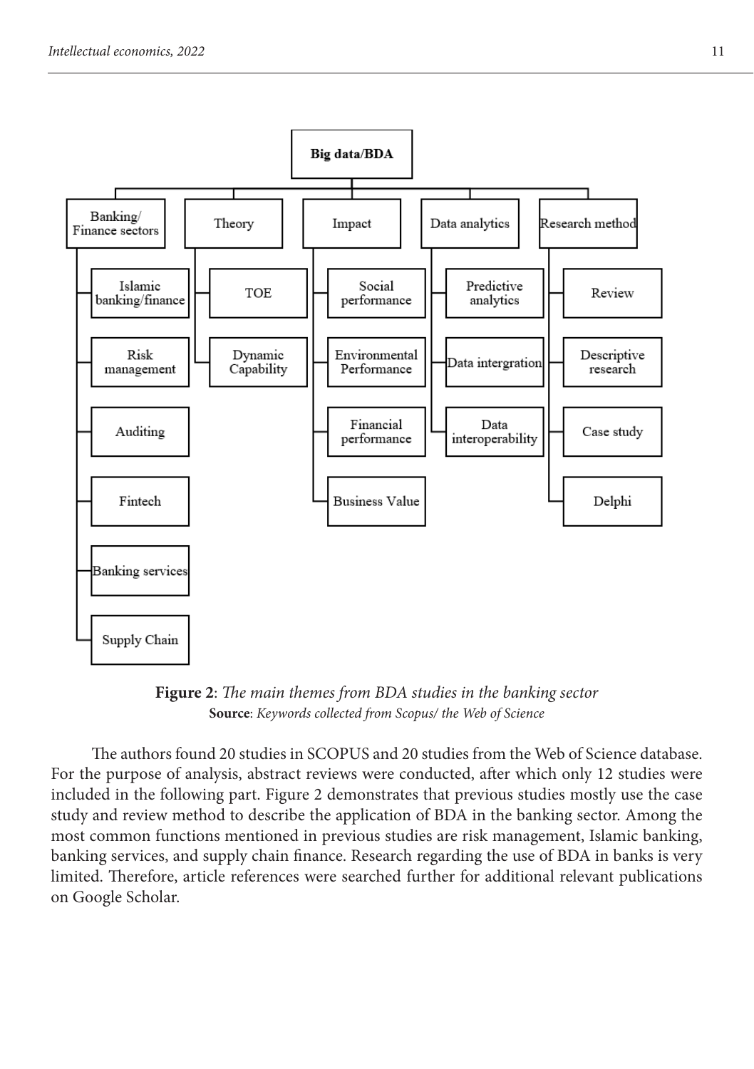- **Big data/BDA**
  - Banking/ Finance sectors
    - Islamic banking/finance
    - Risk management
    - Auditing
    - Fintech
    - Banking services
    - Supply Chain
  - Theory
    - TOE
    - Dynamic Capability
  - Impact
    - Social performance
    - Environmental Performance
    - Financial performance
    - Business Value
  - Data analytics
    - Predictive analytics
    - Data intergration
    - Data interoperability
  - Research method
    - Review
    - Descriptive research
    - Case study
    - Delphi

**Figure 2**: *The main themes from BDA studies in the banking sector*
**Source**: *Keywords collected from Scopus/ the Web of Science*

The authors found 20 studies in SCOPUS and 20 studies from the Web of Science database. For the purpose of analysis, abstract reviews were conducted, after which only 12 studies were included in the following part. Figure 2 demonstrates that previous studies mostly use the case study and review method to describe the application of BDA in the banking sector. Among the most common functions mentioned in previous studies are risk management, Islamic banking, banking services, and supply chain finance. Research regarding the use of BDA in banks is very limited. Therefore, article references were searched further for additional relevant publications on Google Scholar.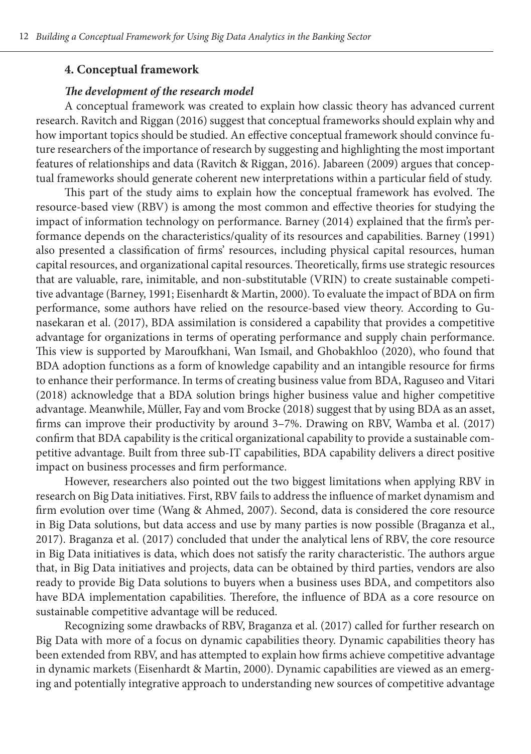## 4. Conceptual framework

### *The development of the research model*

A conceptual framework was created to explain how classic theory has advanced current research. Ravitch and Riggan (2016) suggest that conceptual frameworks should explain why and how important topics should be studied. An effective conceptual framework should convince future researchers of the importance of research by suggesting and highlighting the most important features of relationships and data (Ravitch & Riggan, 2016). Jabareen (2009) argues that conceptual frameworks should generate coherent new interpretations within a particular field of study.

This part of the study aims to explain how the conceptual framework has evolved. The resource-based view (RBV) is among the most common and effective theories for studying the impact of information technology on performance. Barney (2014) explained that the firm's performance depends on the characteristics/quality of its resources and capabilities. Barney (1991) also presented a classification of firms' resources, including physical capital resources, human capital resources, and organizational capital resources. Theoretically, firms use strategic resources that are valuable, rare, inimitable, and non-substitutable (VRIN) to create sustainable competitive advantage (Barney, 1991; Eisenhardt & Martin, 2000). To evaluate the impact of BDA on firm performance, some authors have relied on the resource-based view theory. According to Gunasekaran et al. (2017), BDA assimilation is considered a capability that provides a competitive advantage for organizations in terms of operating performance and supply chain performance. This view is supported by Maroufkhani, Wan Ismail, and Ghobakhloo (2020), who found that BDA adoption functions as a form of knowledge capability and an intangible resource for firms to enhance their performance. In terms of creating business value from BDA, Raguseo and Vitari (2018) acknowledge that a BDA solution brings higher business value and higher competitive advantage. Meanwhile, Müller, Fay and vom Brocke (2018) suggest that by using BDA as an asset, firms can improve their productivity by around 3–7%. Drawing on RBV, Wamba et al. (2017) confirm that BDA capability is the critical organizational capability to provide a sustainable competitive advantage. Built from three sub-IT capabilities, BDA capability delivers a direct positive impact on business processes and firm performance.

However, researchers also pointed out the two biggest limitations when applying RBV in research on Big Data initiatives. First, RBV fails to address the influence of market dynamism and firm evolution over time (Wang & Ahmed, 2007). Second, data is considered the core resource in Big Data solutions, but data access and use by many parties is now possible (Braganza et al., 2017). Braganza et al. (2017) concluded that under the analytical lens of RBV, the core resource in Big Data initiatives is data, which does not satisfy the rarity characteristic. The authors argue that, in Big Data initiatives and projects, data can be obtained by third parties, vendors are also ready to provide Big Data solutions to buyers when a business uses BDA, and competitors also have BDA implementation capabilities. Therefore, the influence of BDA as a core resource on sustainable competitive advantage will be reduced.

Recognizing some drawbacks of RBV, Braganza et al. (2017) called for further research on Big Data with more of a focus on dynamic capabilities theory. Dynamic capabilities theory has been extended from RBV, and has attempted to explain how firms achieve competitive advantage in dynamic markets (Eisenhardt & Martin, 2000). Dynamic capabilities are viewed as an emerging and potentially integrative approach to understanding new sources of competitive advantage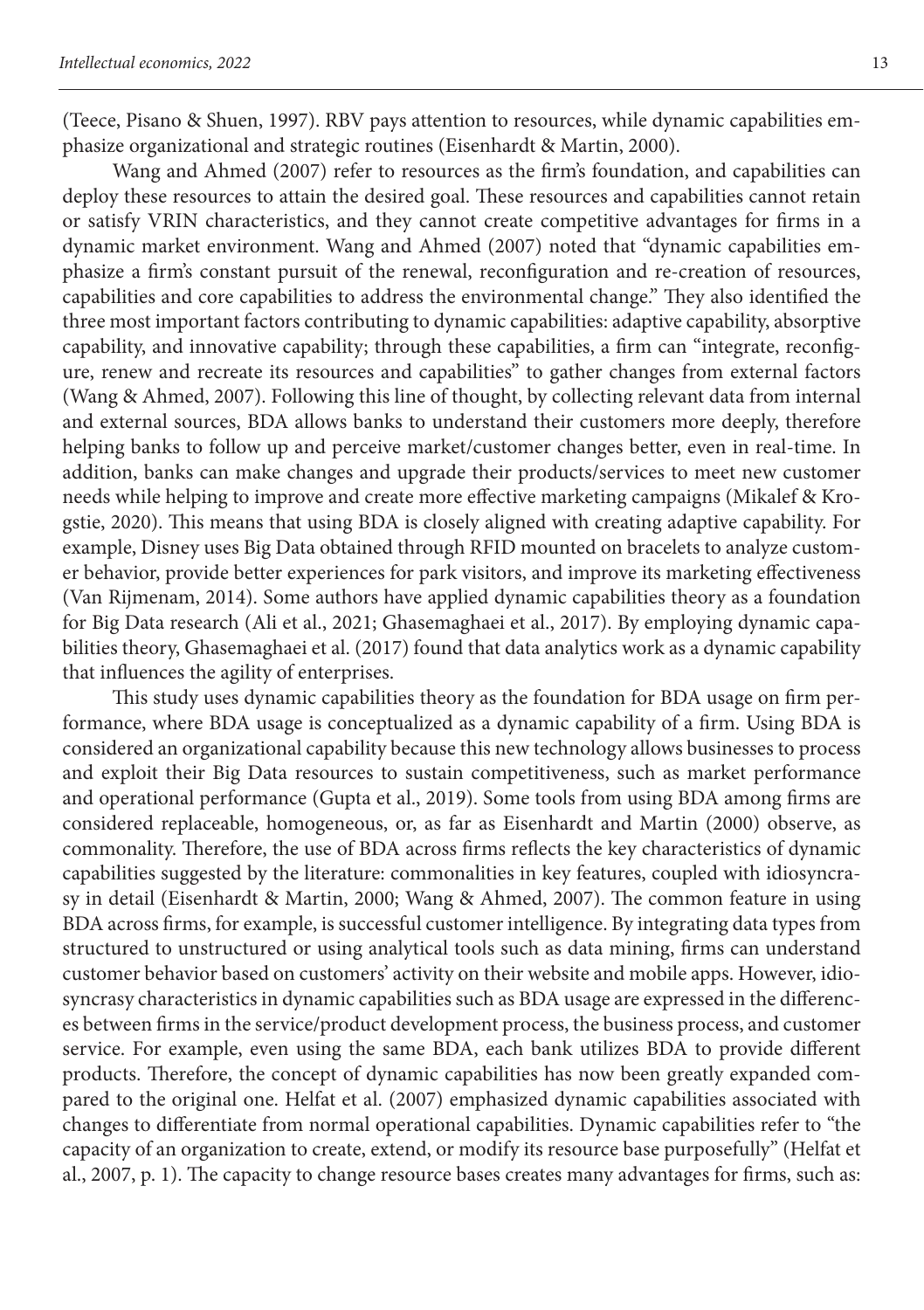(Teece, Pisano & Shuen, 1997). RBV pays attention to resources, while dynamic capabilities emphasize organizational and strategic routines (Eisenhardt & Martin, 2000).

Wang and Ahmed (2007) refer to resources as the firm's foundation, and capabilities can deploy these resources to attain the desired goal. These resources and capabilities cannot retain or satisfy VRIN characteristics, and they cannot create competitive advantages for firms in a dynamic market environment. Wang and Ahmed (2007) noted that "dynamic capabilities emphasize a firm's constant pursuit of the renewal, reconfiguration and re-creation of resources, capabilities and core capabilities to address the environmental change." They also identified the three most important factors contributing to dynamic capabilities: adaptive capability, absorptive capability, and innovative capability; through these capabilities, a firm can "integrate, reconfigure, renew and recreate its resources and capabilities" to gather changes from external factors (Wang & Ahmed, 2007). Following this line of thought, by collecting relevant data from internal and external sources, BDA allows banks to understand their customers more deeply, therefore helping banks to follow up and perceive market/customer changes better, even in real-time. In addition, banks can make changes and upgrade their products/services to meet new customer needs while helping to improve and create more effective marketing campaigns (Mikalef & Krogstie, 2020). This means that using BDA is closely aligned with creating adaptive capability. For example, Disney uses Big Data obtained through RFID mounted on bracelets to analyze customer behavior, provide better experiences for park visitors, and improve its marketing effectiveness (Van Rijmenam, 2014). Some authors have applied dynamic capabilities theory as a foundation for Big Data research (Ali et al., 2021; Ghasemaghaei et al., 2017). By employing dynamic capabilities theory, Ghasemaghaei et al. (2017) found that data analytics work as a dynamic capability that influences the agility of enterprises.

This study uses dynamic capabilities theory as the foundation for BDA usage on firm performance, where BDA usage is conceptualized as a dynamic capability of a firm. Using BDA is considered an organizational capability because this new technology allows businesses to process and exploit their Big Data resources to sustain competitiveness, such as market performance and operational performance (Gupta et al., 2019). Some tools from using BDA among firms are considered replaceable, homogeneous, or, as far as Eisenhardt and Martin (2000) observe, as commonality. Therefore, the use of BDA across firms reflects the key characteristics of dynamic capabilities suggested by the literature: commonalities in key features, coupled with idiosyncrasy in detail (Eisenhardt & Martin, 2000; Wang & Ahmed, 2007). The common feature in using BDA across firms, for example, is successful customer intelligence. By integrating data types from structured to unstructured or using analytical tools such as data mining, firms can understand customer behavior based on customers' activity on their website and mobile apps. However, idiosyncrasy characteristics in dynamic capabilities such as BDA usage are expressed in the differences between firms in the service/product development process, the business process, and customer service. For example, even using the same BDA, each bank utilizes BDA to provide different products. Therefore, the concept of dynamic capabilities has now been greatly expanded compared to the original one. Helfat et al. (2007) emphasized dynamic capabilities associated with changes to differentiate from normal operational capabilities. Dynamic capabilities refer to "the capacity of an organization to create, extend, or modify its resource base purposefully" (Helfat et al., 2007, p. 1). The capacity to change resource bases creates many advantages for firms, such as: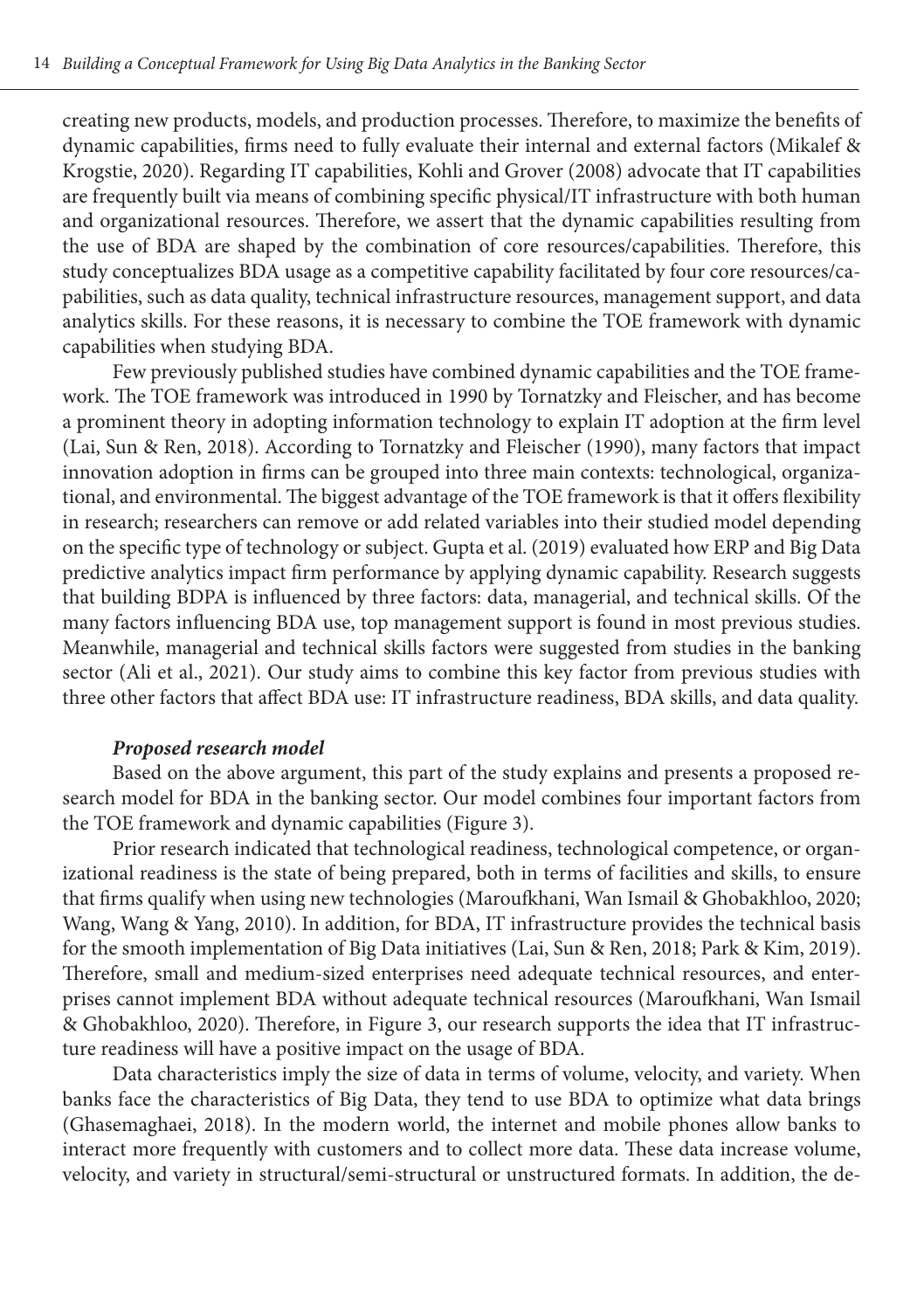creating new products, models, and production processes. Therefore, to maximize the benefits of dynamic capabilities, firms need to fully evaluate their internal and external factors (Mikalef & Krogstie, 2020). Regarding IT capabilities, Kohli and Grover (2008) advocate that IT capabilities are frequently built via means of combining specific physical/IT infrastructure with both human and organizational resources. Therefore, we assert that the dynamic capabilities resulting from the use of BDA are shaped by the combination of core resources/capabilities. Therefore, this study conceptualizes BDA usage as a competitive capability facilitated by four core resources/capabilities, such as data quality, technical infrastructure resources, management support, and data analytics skills. For these reasons, it is necessary to combine the TOE framework with dynamic capabilities when studying BDA.

Few previously published studies have combined dynamic capabilities and the TOE framework. The TOE framework was introduced in 1990 by Tornatzky and Fleischer, and has become a prominent theory in adopting information technology to explain IT adoption at the firm level (Lai, Sun & Ren, 2018). According to Tornatzky and Fleischer (1990), many factors that impact innovation adoption in firms can be grouped into three main contexts: technological, organizational, and environmental. The biggest advantage of the TOE framework is that it offers flexibility in research; researchers can remove or add related variables into their studied model depending on the specific type of technology or subject. Gupta et al. (2019) evaluated how ERP and Big Data predictive analytics impact firm performance by applying dynamic capability. Research suggests that building BDPA is influenced by three factors: data, managerial, and technical skills. Of the many factors influencing BDA use, top management support is found in most previous studies. Meanwhile, managerial and technical skills factors were suggested from studies in the banking sector (Ali et al., 2021). Our study aims to combine this key factor from previous studies with three other factors that affect BDA use: IT infrastructure readiness, BDA skills, and data quality.

#### *Proposed research model*

Based on the above argument, this part of the study explains and presents a proposed research model for BDA in the banking sector. Our model combines four important factors from the TOE framework and dynamic capabilities (Figure 3).

Prior research indicated that technological readiness, technological competence, or organizational readiness is the state of being prepared, both in terms of facilities and skills, to ensure that firms qualify when using new technologies (Maroufkhani, Wan Ismail & Ghobakhloo, 2020; Wang, Wang & Yang, 2010). In addition, for BDA, IT infrastructure provides the technical basis for the smooth implementation of Big Data initiatives (Lai, Sun & Ren, 2018; Park & Kim, 2019). Therefore, small and medium-sized enterprises need adequate technical resources, and enterprises cannot implement BDA without adequate technical resources (Maroufkhani, Wan Ismail & Ghobakhloo, 2020). Therefore, in Figure 3, our research supports the idea that IT infrastructure readiness will have a positive impact on the usage of BDA.

Data characteristics imply the size of data in terms of volume, velocity, and variety. When banks face the characteristics of Big Data, they tend to use BDA to optimize what data brings (Ghasemaghaei, 2018). In the modern world, the internet and mobile phones allow banks to interact more frequently with customers and to collect more data. These data increase volume, velocity, and variety in structural/semi-structural or unstructured formats. In addition, the de-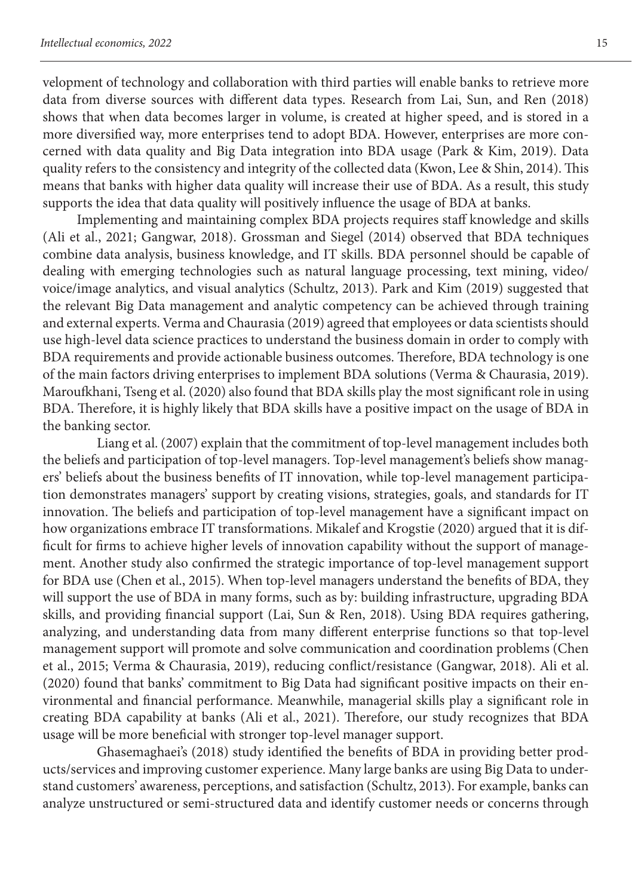velopment of technology and collaboration with third parties will enable banks to retrieve more data from diverse sources with different data types. Research from Lai, Sun, and Ren (2018) shows that when data becomes larger in volume, is created at higher speed, and is stored in a more diversified way, more enterprises tend to adopt BDA. However, enterprises are more concerned with data quality and Big Data integration into BDA usage (Park & Kim, 2019). Data quality refers to the consistency and integrity of the collected data (Kwon, Lee & Shin, 2014). This means that banks with higher data quality will increase their use of BDA. As a result, this study supports the idea that data quality will positively influence the usage of BDA at banks.

Implementing and maintaining complex BDA projects requires staff knowledge and skills (Ali et al., 2021; Gangwar, 2018). Grossman and Siegel (2014) observed that BDA techniques combine data analysis, business knowledge, and IT skills. BDA personnel should be capable of dealing with emerging technologies such as natural language processing, text mining, video/voice/image analytics, and visual analytics (Schultz, 2013). Park and Kim (2019) suggested that the relevant Big Data management and analytic competency can be achieved through training and external experts. Verma and Chaurasia (2019) agreed that employees or data scientists should use high-level data science practices to understand the business domain in order to comply with BDA requirements and provide actionable business outcomes. Therefore, BDA technology is one of the main factors driving enterprises to implement BDA solutions (Verma & Chaurasia, 2019). Maroufkhani, Tseng et al. (2020) also found that BDA skills play the most significant role in using BDA. Therefore, it is highly likely that BDA skills have a positive impact on the usage of BDA in the banking sector.

Liang et al. (2007) explain that the commitment of top-level management includes both the beliefs and participation of top-level managers. Top-level management's beliefs show managers' beliefs about the business benefits of IT innovation, while top-level management participation demonstrates managers' support by creating visions, strategies, goals, and standards for IT innovation. The beliefs and participation of top-level management have a significant impact on how organizations embrace IT transformations. Mikalef and Krogstie (2020) argued that it is difficult for firms to achieve higher levels of innovation capability without the support of management. Another study also confirmed the strategic importance of top-level management support for BDA use (Chen et al., 2015). When top-level managers understand the benefits of BDA, they will support the use of BDA in many forms, such as by: building infrastructure, upgrading BDA skills, and providing financial support (Lai, Sun & Ren, 2018). Using BDA requires gathering, analyzing, and understanding data from many different enterprise functions so that top-level management support will promote and solve communication and coordination problems (Chen et al., 2015; Verma & Chaurasia, 2019), reducing conflict/resistance (Gangwar, 2018). Ali et al. (2020) found that banks' commitment to Big Data had significant positive impacts on their environmental and financial performance. Meanwhile, managerial skills play a significant role in creating BDA capability at banks (Ali et al., 2021). Therefore, our study recognizes that BDA usage will be more beneficial with stronger top-level manager support.

Ghasemaghaei's (2018) study identified the benefits of BDA in providing better products/services and improving customer experience. Many large banks are using Big Data to understand customers' awareness, perceptions, and satisfaction (Schultz, 2013). For example, banks can analyze unstructured or semi-structured data and identify customer needs or concerns through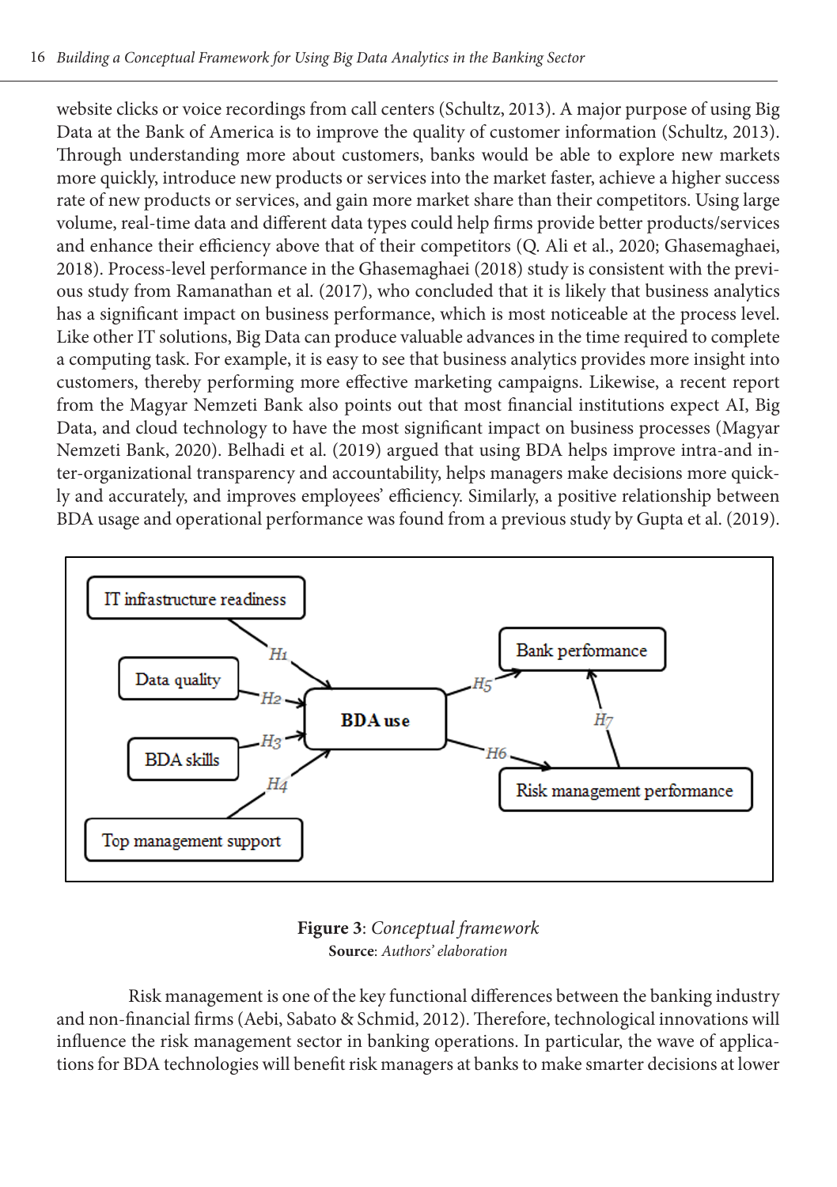website clicks or voice recordings from call centers (Schultz, 2013). A major purpose of using Big Data at the Bank of America is to improve the quality of customer information (Schultz, 2013). Through understanding more about customers, banks would be able to explore new markets more quickly, introduce new products or services into the market faster, achieve a higher success rate of new products or services, and gain more market share than their competitors. Using large volume, real-time data and different data types could help firms provide better products/services and enhance their efficiency above that of their competitors (Q. Ali et al., 2020; Ghasemaghaei, 2018). Process-level performance in the Ghasemaghaei (2018) study is consistent with the previous study from Ramanathan et al. (2017), who concluded that it is likely that business analytics has a significant impact on business performance, which is most noticeable at the process level. Like other IT solutions, Big Data can produce valuable advances in the time required to complete a computing task. For example, it is easy to see that business analytics provides more insight into customers, thereby performing more effective marketing campaigns. Likewise, a recent report from the Magyar Nemzeti Bank also points out that most financial institutions expect AI, Big Data, and cloud technology to have the most significant impact on business processes (Magyar Nemzeti Bank, 2020). Belhadi et al. (2019) argued that using BDA helps improve intra-and inter-organizational transparency and accountability, helps managers make decisions more quickly and accurately, and improves employees' efficiency. Similarly, a positive relationship between BDA usage and operational performance was found from a previous study by Gupta et al. (2019).

**Figure 3**: *Conceptual framework*
**Source**: *Authors' elaboration*

Risk management is one of the key functional differences between the banking industry and non-financial firms (Aebi, Sabato & Schmid, 2012). Therefore, technological innovations will influence the risk management sector in banking operations. In particular, the wave of applications for BDA technologies will benefit risk managers at banks to make smarter decisions at lower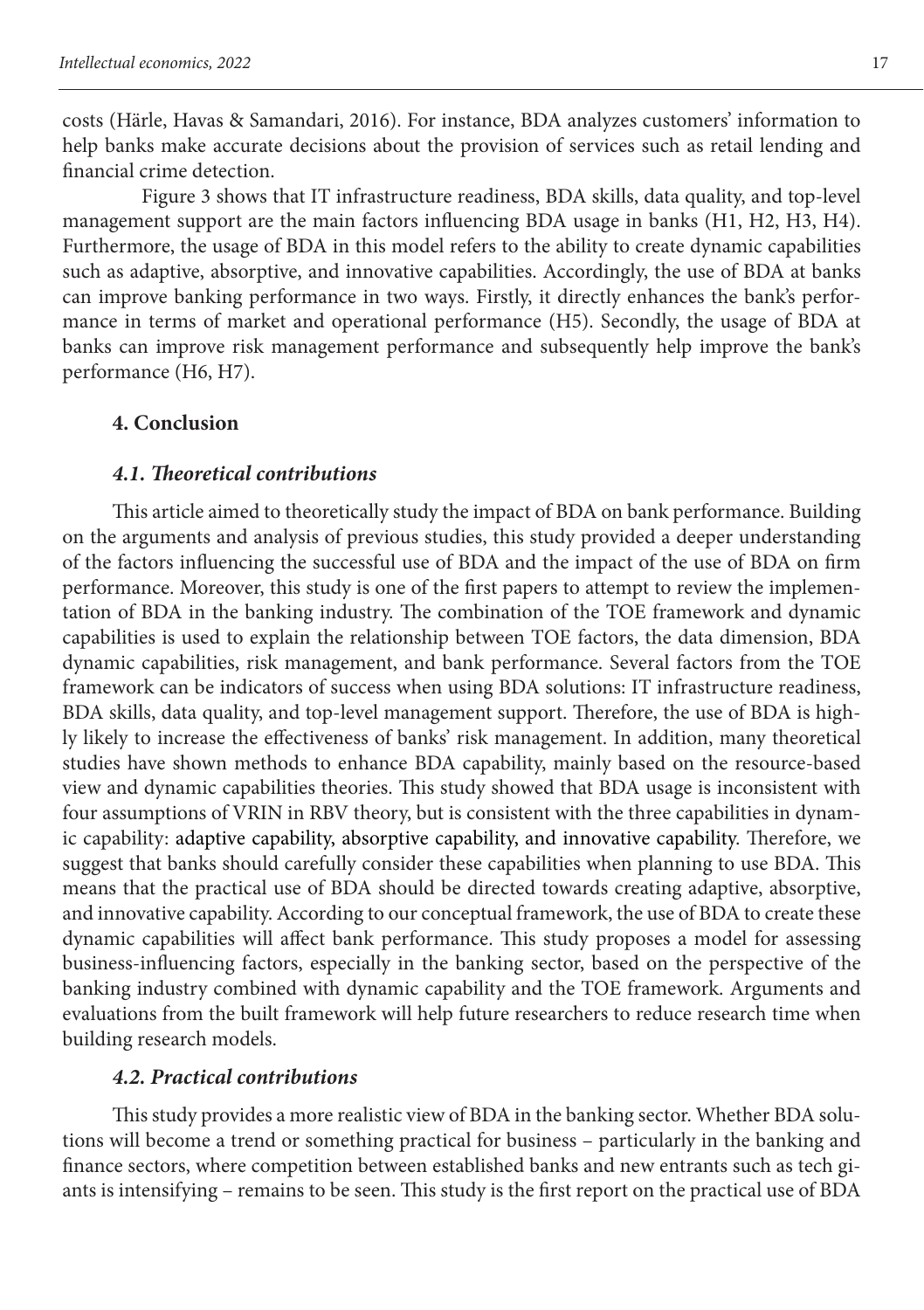costs (Härle, Havas & Samandari, 2016). For instance, BDA analyzes customers' information to help banks make accurate decisions about the provision of services such as retail lending and financial crime detection.

Figure 3 shows that IT infrastructure readiness, BDA skills, data quality, and top-level management support are the main factors influencing BDA usage in banks (H1, H2, H3, H4). Furthermore, the usage of BDA in this model refers to the ability to create dynamic capabilities such as adaptive, absorptive, and innovative capabilities. Accordingly, the use of BDA at banks can improve banking performance in two ways. Firstly, it directly enhances the bank's performance in terms of market and operational performance (H5). Secondly, the usage of BDA at banks can improve risk management performance and subsequently help improve the bank's performance (H6, H7).

## 4. Conclusion

### *4.1. Theoretical contributions*

This article aimed to theoretically study the impact of BDA on bank performance. Building on the arguments and analysis of previous studies, this study provided a deeper understanding of the factors influencing the successful use of BDA and the impact of the use of BDA on firm performance. Moreover, this study is one of the first papers to attempt to review the implementation of BDA in the banking industry. The combination of the TOE framework and dynamic capabilities is used to explain the relationship between TOE factors, the data dimension, BDA dynamic capabilities, risk management, and bank performance. Several factors from the TOE framework can be indicators of success when using BDA solutions: IT infrastructure readiness, BDA skills, data quality, and top-level management support. Therefore, the use of BDA is highly likely to increase the effectiveness of banks' risk management. In addition, many theoretical studies have shown methods to enhance BDA capability, mainly based on the resource-based view and dynamic capabilities theories. This study showed that BDA usage is inconsistent with four assumptions of VRIN in RBV theory, but is consistent with the three capabilities in dynamic capability: adaptive capability, absorptive capability, and innovative capability. Therefore, we suggest that banks should carefully consider these capabilities when planning to use BDA. This means that the practical use of BDA should be directed towards creating adaptive, absorptive, and innovative capability. According to our conceptual framework, the use of BDA to create these dynamic capabilities will affect bank performance. This study proposes a model for assessing business-influencing factors, especially in the banking sector, based on the perspective of the banking industry combined with dynamic capability and the TOE framework. Arguments and evaluations from the built framework will help future researchers to reduce research time when building research models.

### *4.2. Practical contributions*

This study provides a more realistic view of BDA in the banking sector. Whether BDA solutions will become a trend or something practical for business – particularly in the banking and finance sectors, where competition between established banks and new entrants such as tech giants is intensifying – remains to be seen. This study is the first report on the practical use of BDA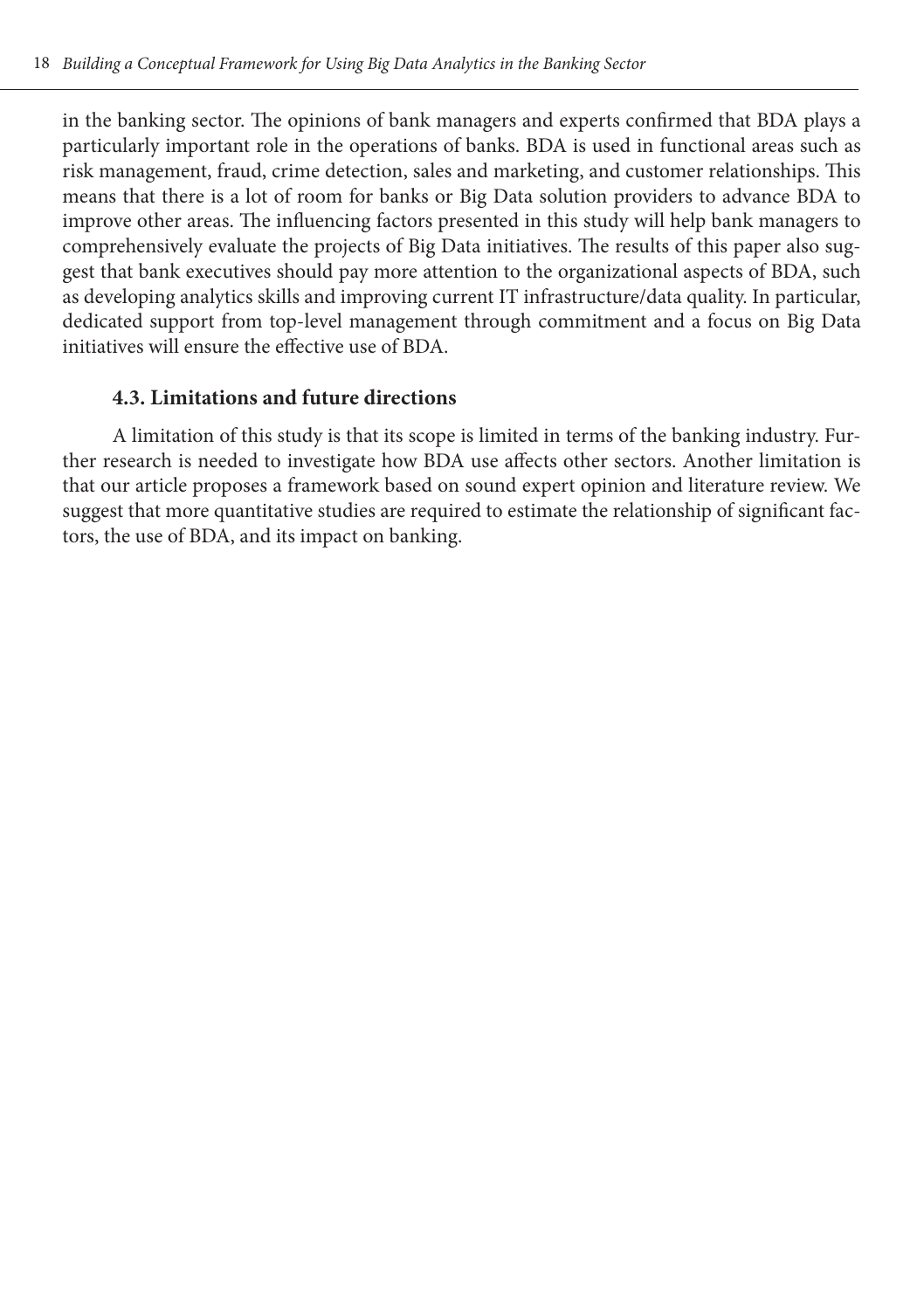in the banking sector. The opinions of bank managers and experts confirmed that BDA plays a particularly important role in the operations of banks. BDA is used in functional areas such as risk management, fraud, crime detection, sales and marketing, and customer relationships. This means that there is a lot of room for banks or Big Data solution providers to advance BDA to improve other areas. The influencing factors presented in this study will help bank managers to comprehensively evaluate the projects of Big Data initiatives. The results of this paper also suggest that bank executives should pay more attention to the organizational aspects of BDA, such as developing analytics skills and improving current IT infrastructure/data quality. In particular, dedicated support from top-level management through commitment and a focus on Big Data initiatives will ensure the effective use of BDA.

### 4.3. Limitations and future directions

A limitation of this study is that its scope is limited in terms of the banking industry. Further research is needed to investigate how BDA use affects other sectors. Another limitation is that our article proposes a framework based on sound expert opinion and literature review. We suggest that more quantitative studies are required to estimate the relationship of significant factors, the use of BDA, and its impact on banking.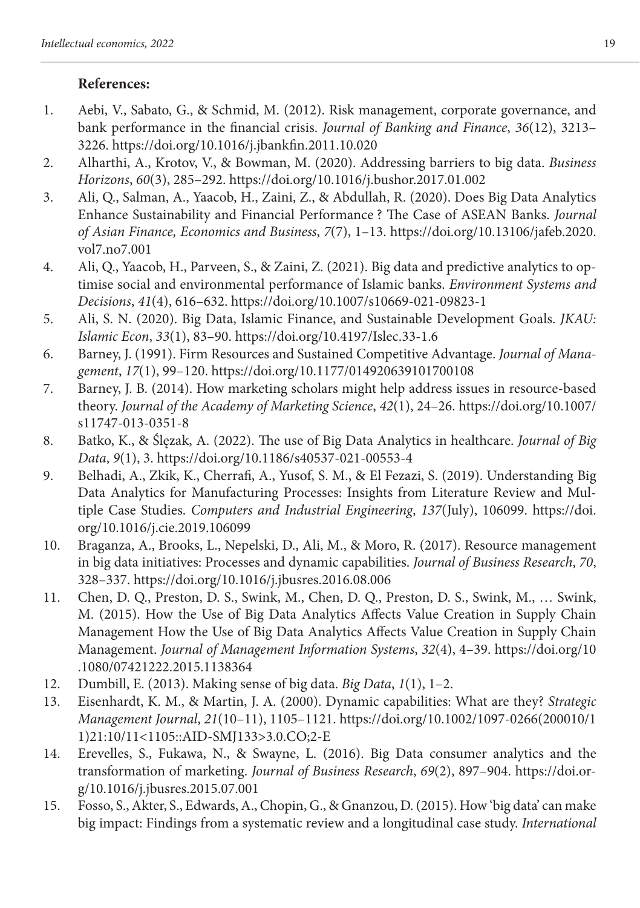**References:**

1. Aebi, V., Sabato, G., & Schmid, M. (2012). Risk management, corporate governance, and bank performance in the financial crisis. *Journal of Banking and Finance*, *36*(12), 3213–3226. https://doi.org/10.1016/j.jbankfin.2011.10.020
2. Alharthi, A., Krotov, V., & Bowman, M. (2020). Addressing barriers to big data. *Business Horizons*, *60*(3), 285–292. https://doi.org/10.1016/j.bushor.2017.01.002
3. Ali, Q., Salman, A., Yaacob, H., Zaini, Z., & Abdullah, R. (2020). Does Big Data Analytics Enhance Sustainability and Financial Performance ? The Case of ASEAN Banks. *Journal of Asian Finance, Economics and Business*, *7*(7), 1–13. https://doi.org/10.13106/jafeb.2020.vol7.no7.001
4. Ali, Q., Yaacob, H., Parveen, S., & Zaini, Z. (2021). Big data and predictive analytics to optimise social and environmental performance of Islamic banks. *Environment Systems and Decisions*, *41*(4), 616–632. https://doi.org/10.1007/s10669-021-09823-1
5. Ali, S. N. (2020). Big Data, Islamic Finance, and Sustainable Development Goals. *JKAU: Islamic Econ*, *33*(1), 83–90. https://doi.org/10.4197/Islec.33-1.6
6. Barney, J. (1991). Firm Resources and Sustained Competitive Advantage. *Journal of Management*, *17*(1), 99–120. https://doi.org/10.1177/014920639101700108
7. Barney, J. B. (2014). How marketing scholars might help address issues in resource-based theory. *Journal of the Academy of Marketing Science*, *42*(1), 24–26. https://doi.org/10.1007/s11747-013-0351-8
8. Batko, K., & Ślęzak, A. (2022). The use of Big Data Analytics in healthcare. *Journal of Big Data*, *9*(1), 3. https://doi.org/10.1186/s40537-021-00553-4
9. Belhadi, A., Zkik, K., Cherrafi, A., Yusof, S. M., & El Fezazi, S. (2019). Understanding Big Data Analytics for Manufacturing Processes: Insights from Literature Review and Multiple Case Studies. *Computers and Industrial Engineering*, *137*(July), 106099. https://doi.org/10.1016/j.cie.2019.106099
10. Braganza, A., Brooks, L., Nepelski, D., Ali, M., & Moro, R. (2017). Resource management in big data initiatives: Processes and dynamic capabilities. *Journal of Business Research*, *70*, 328–337. https://doi.org/10.1016/j.jbusres.2016.08.006
11. Chen, D. Q., Preston, D. S., Swink, M., Chen, D. Q., Preston, D. S., Swink, M., … Swink, M. (2015). How the Use of Big Data Analytics Affects Value Creation in Supply Chain Management How the Use of Big Data Analytics Affects Value Creation in Supply Chain Management. *Journal of Management Information Systems*, *32*(4), 4–39. https://doi.org/10.1080/07421222.2015.1138364
12. Dumbill, E. (2013). Making sense of big data. *Big Data*, *1*(1), 1–2.
13. Eisenhardt, K. M., & Martin, J. A. (2000). Dynamic capabilities: What are they? *Strategic Management Journal*, *21*(10–11), 1105–1121. https://doi.org/10.1002/1097-0266(200010/11)21:10/11<1105::AID-SMJ133>3.0.CO;2-E
14. Erevelles, S., Fukawa, N., & Swayne, L. (2016). Big Data consumer analytics and the transformation of marketing. *Journal of Business Research*, *69*(2), 897–904. https://doi.org/10.1016/j.jbusres.2015.07.001
15. Fosso, S., Akter, S., Edwards, A., Chopin, G., & Gnanzou, D. (2015). How 'big data' can make big impact: Findings from a systematic review and a longitudinal case study. *International*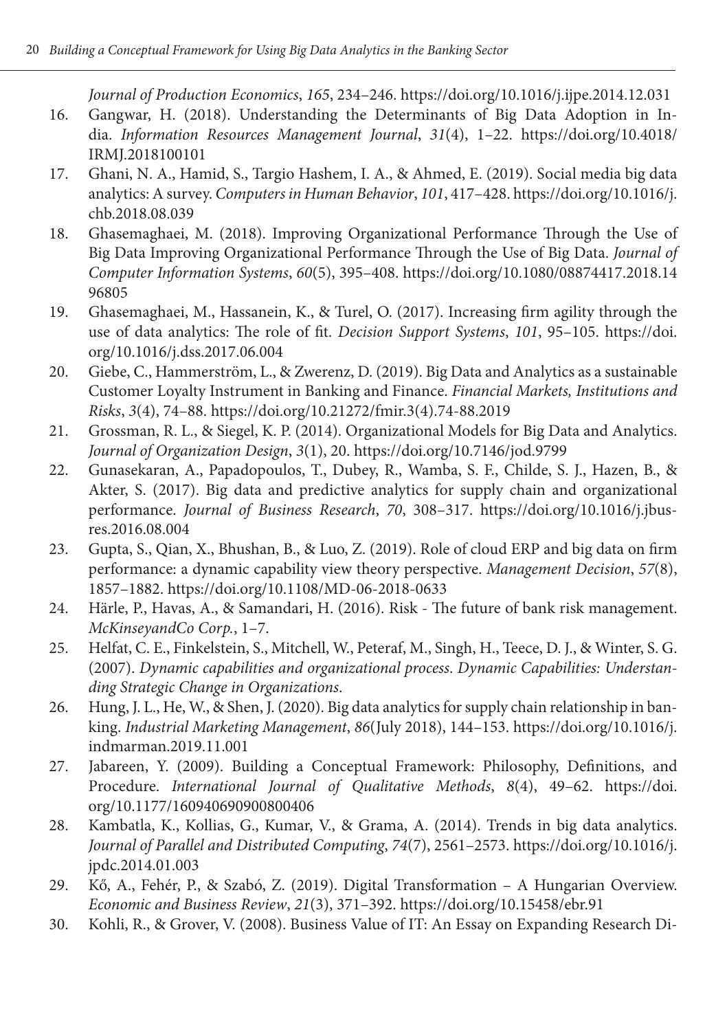*Journal of Production Economics*, *165*, 234–246. https://doi.org/10.1016/j.ijpe.2014.12.031

16. Gangwar, H. (2018). Understanding the Determinants of Big Data Adoption in India. *Information Resources Management Journal*, *31*(4), 1–22. https://doi.org/10.4018/IRMJ.2018100101
17. Ghani, N. A., Hamid, S., Targio Hashem, I. A., & Ahmed, E. (2019). Social media big data analytics: A survey. *Computers in Human Behavior*, *101*, 417–428. https://doi.org/10.1016/j.chb.2018.08.039
18. Ghasemaghaei, M. (2018). Improving Organizational Performance Through the Use of Big Data Improving Organizational Performance Through the Use of Big Data. *Journal of Computer Information Systems*, *60*(5), 395–408. https://doi.org/10.1080/08874417.2018.1496805
19. Ghasemaghaei, M., Hassanein, K., & Turel, O. (2017). Increasing firm agility through the use of data analytics: The role of fit. *Decision Support Systems*, *101*, 95–105. https://doi.org/10.1016/j.dss.2017.06.004
20. Giebe, C., Hammerström, L., & Zwerenz, D. (2019). Big Data and Analytics as a sustainable Customer Loyalty Instrument in Banking and Finance. *Financial Markets, Institutions and Risks*, *3*(4), 74–88. https://doi.org/10.21272/fmir.3(4).74-88.2019
21. Grossman, R. L., & Siegel, K. P. (2014). Organizational Models for Big Data and Analytics. *Journal of Organization Design*, *3*(1), 20. https://doi.org/10.7146/jod.9799
22. Gunasekaran, A., Papadopoulos, T., Dubey, R., Wamba, S. F., Childe, S. J., Hazen, B., & Akter, S. (2017). Big data and predictive analytics for supply chain and organizational performance. *Journal of Business Research*, *70*, 308–317. https://doi.org/10.1016/j.jbusres.2016.08.004
23. Gupta, S., Qian, X., Bhushan, B., & Luo, Z. (2019). Role of cloud ERP and big data on firm performance: a dynamic capability view theory perspective. *Management Decision*, *57*(8), 1857–1882. https://doi.org/10.1108/MD-06-2018-0633
24. Härle, P., Havas, A., & Samandari, H. (2016). Risk - The future of bank risk management. *McKinseyandCo Corp.*, 1–7.
25. Helfat, C. E., Finkelstein, S., Mitchell, W., Peteraf, M., Singh, H., Teece, D. J., & Winter, S. G. (2007). *Dynamic capabilities and organizational process*. *Dynamic Capabilities: Understanding Strategic Change in Organizations*.
26. Hung, J. L., He, W., & Shen, J. (2020). Big data analytics for supply chain relationship in banking. *Industrial Marketing Management*, *86*(July 2018), 144–153. https://doi.org/10.1016/j.indmarman.2019.11.001
27. Jabareen, Y. (2009). Building a Conceptual Framework: Philosophy, Definitions, and Procedure. *International Journal of Qualitative Methods*, *8*(4), 49–62. https://doi.org/10.1177/160940690900800406
28. Kambatla, K., Kollias, G., Kumar, V., & Grama, A. (2014). Trends in big data analytics. *Journal of Parallel and Distributed Computing*, *74*(7), 2561–2573. https://doi.org/10.1016/j.jpdc.2014.01.003
29. Kő, A., Fehér, P., & Szabó, Z. (2019). Digital Transformation – A Hungarian Overview. *Economic and Business Review*, *21*(3), 371–392. https://doi.org/10.15458/ebr.91
30. Kohli, R., & Grover, V. (2008). Business Value of IT: An Essay on Expanding Research Di-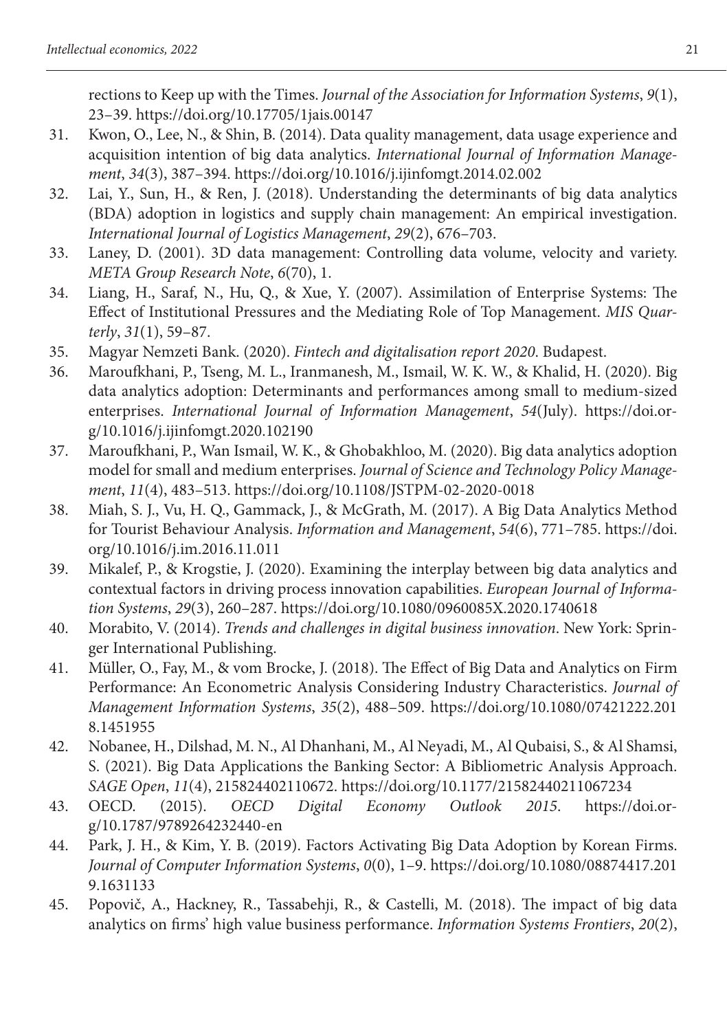rections to Keep up with the Times. *Journal of the Association for Information Systems*, *9*(1), 23–39. https://doi.org/10.17705/1jais.00147

31. Kwon, O., Lee, N., & Shin, B. (2014). Data quality management, data usage experience and acquisition intention of big data analytics. *International Journal of Information Management*, *34*(3), 387–394. https://doi.org/10.1016/j.ijinfomgt.2014.02.002
32. Lai, Y., Sun, H., & Ren, J. (2018). Understanding the determinants of big data analytics (BDA) adoption in logistics and supply chain management: An empirical investigation. *International Journal of Logistics Management*, *29*(2), 676–703.
33. Laney, D. (2001). 3D data management: Controlling data volume, velocity and variety. *META Group Research Note*, *6*(70), 1.
34. Liang, H., Saraf, N., Hu, Q., & Xue, Y. (2007). Assimilation of Enterprise Systems: The Effect of Institutional Pressures and the Mediating Role of Top Management. *MIS Quarterly*, *31*(1), 59–87.
35. Magyar Nemzeti Bank. (2020). *Fintech and digitalisation report 2020*. Budapest.
36. Maroufkhani, P., Tseng, M. L., Iranmanesh, M., Ismail, W. K. W., & Khalid, H. (2020). Big data analytics adoption: Determinants and performances among small to medium-sized enterprises. *International Journal of Information Management*, *54*(July). https://doi.org/10.1016/j.ijinfomgt.2020.102190
37. Maroufkhani, P., Wan Ismail, W. K., & Ghobakhloo, M. (2020). Big data analytics adoption model for small and medium enterprises. *Journal of Science and Technology Policy Management*, *11*(4), 483–513. https://doi.org/10.1108/JSTPM-02-2020-0018
38. Miah, S. J., Vu, H. Q., Gammack, J., & McGrath, M. (2017). A Big Data Analytics Method for Tourist Behaviour Analysis. *Information and Management*, *54*(6), 771–785. https://doi.org/10.1016/j.im.2016.11.011
39. Mikalef, P., & Krogstie, J. (2020). Examining the interplay between big data analytics and contextual factors in driving process innovation capabilities. *European Journal of Information Systems*, *29*(3), 260–287. https://doi.org/10.1080/0960085X.2020.1740618
40. Morabito, V. (2014). *Trends and challenges in digital business innovation*. New York: Springer International Publishing.
41. Müller, O., Fay, M., & vom Brocke, J. (2018). The Effect of Big Data and Analytics on Firm Performance: An Econometric Analysis Considering Industry Characteristics. *Journal of Management Information Systems*, *35*(2), 488–509. https://doi.org/10.1080/07421222.2018.1451955
42. Nobanee, H., Dilshad, M. N., Al Dhanhani, M., Al Neyadi, M., Al Qubaisi, S., & Al Shamsi, S. (2021). Big Data Applications the Banking Sector: A Bibliometric Analysis Approach. *SAGE Open*, *11*(4), 215824402110672. https://doi.org/10.1177/21582440211067234
43. OECD. (2015). *OECD Digital Economy Outlook 2015*. https://doi.org/10.1787/9789264232440-en
44. Park, J. H., & Kim, Y. B. (2019). Factors Activating Big Data Adoption by Korean Firms. *Journal of Computer Information Systems*, *0*(0), 1–9. https://doi.org/10.1080/08874417.2019.1631133
45. Popovič, A., Hackney, R., Tassabehji, R., & Castelli, M. (2018). The impact of big data analytics on firms' high value business performance. *Information Systems Frontiers*, *20*(2),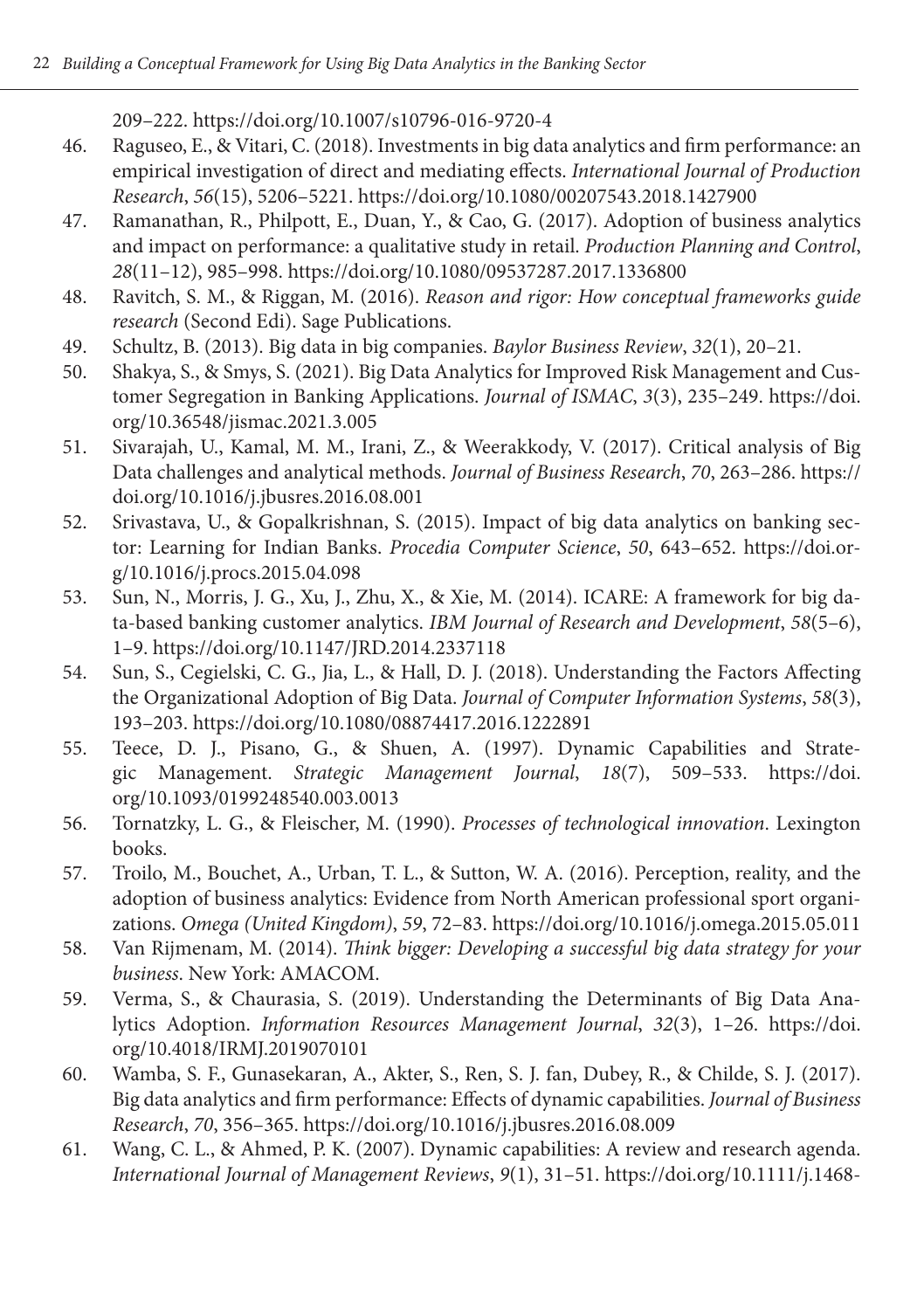209–222. https://doi.org/10.1007/s10796-016-9720-4

46. Raguseo, E., & Vitari, C. (2018). Investments in big data analytics and firm performance: an empirical investigation of direct and mediating effects. *International Journal of Production Research*, *56*(15), 5206–5221. https://doi.org/10.1080/00207543.2018.1427900
47. Ramanathan, R., Philpott, E., Duan, Y., & Cao, G. (2017). Adoption of business analytics and impact on performance: a qualitative study in retail. *Production Planning and Control*, *28*(11–12), 985–998. https://doi.org/10.1080/09537287.2017.1336800
48. Ravitch, S. M., & Riggan, M. (2016). *Reason and rigor: How conceptual frameworks guide research* (Second Edi). Sage Publications.
49. Schultz, B. (2013). Big data in big companies. *Baylor Business Review*, *32*(1), 20–21.
50. Shakya, S., & Smys, S. (2021). Big Data Analytics for Improved Risk Management and Customer Segregation in Banking Applications. *Journal of ISMAC*, *3*(3), 235–249. https://doi.org/10.36548/jismac.2021.3.005
51. Sivarajah, U., Kamal, M. M., Irani, Z., & Weerakkody, V. (2017). Critical analysis of Big Data challenges and analytical methods. *Journal of Business Research*, *70*, 263–286. https://doi.org/10.1016/j.jbusres.2016.08.001
52. Srivastava, U., & Gopalkrishnan, S. (2015). Impact of big data analytics on banking sector: Learning for Indian Banks. *Procedia Computer Science*, *50*, 643–652. https://doi.org/10.1016/j.procs.2015.04.098
53. Sun, N., Morris, J. G., Xu, J., Zhu, X., & Xie, M. (2014). ICARE: A framework for big data-based banking customer analytics. *IBM Journal of Research and Development*, *58*(5–6), 1–9. https://doi.org/10.1147/JRD.2014.2337118
54. Sun, S., Cegielski, C. G., Jia, L., & Hall, D. J. (2018). Understanding the Factors Affecting the Organizational Adoption of Big Data. *Journal of Computer Information Systems*, *58*(3), 193–203. https://doi.org/10.1080/08874417.2016.1222891
55. Teece, D. J., Pisano, G., & Shuen, A. (1997). Dynamic Capabilities and Strategic Management. *Strategic Management Journal*, *18*(7), 509–533. https://doi.org/10.1093/0199248540.003.0013
56. Tornatzky, L. G., & Fleischer, M. (1990). *Processes of technological innovation*. Lexington books.
57. Troilo, M., Bouchet, A., Urban, T. L., & Sutton, W. A. (2016). Perception, reality, and the adoption of business analytics: Evidence from North American professional sport organizations. *Omega (United Kingdom)*, *59*, 72–83. https://doi.org/10.1016/j.omega.2015.05.011
58. Van Rijmenam, M. (2014). *Think bigger: Developing a successful big data strategy for your business*. New York: AMACOM.
59. Verma, S., & Chaurasia, S. (2019). Understanding the Determinants of Big Data Analytics Adoption. *Information Resources Management Journal*, *32*(3), 1–26. https://doi.org/10.4018/IRMJ.2019070101
60. Wamba, S. F., Gunasekaran, A., Akter, S., Ren, S. J. fan, Dubey, R., & Childe, S. J. (2017). Big data analytics and firm performance: Effects of dynamic capabilities. *Journal of Business Research*, *70*, 356–365. https://doi.org/10.1016/j.jbusres.2016.08.009
61. Wang, C. L., & Ahmed, P. K. (2007). Dynamic capabilities: A review and research agenda. *International Journal of Management Reviews*, *9*(1), 31–51. https://doi.org/10.1111/j.1468-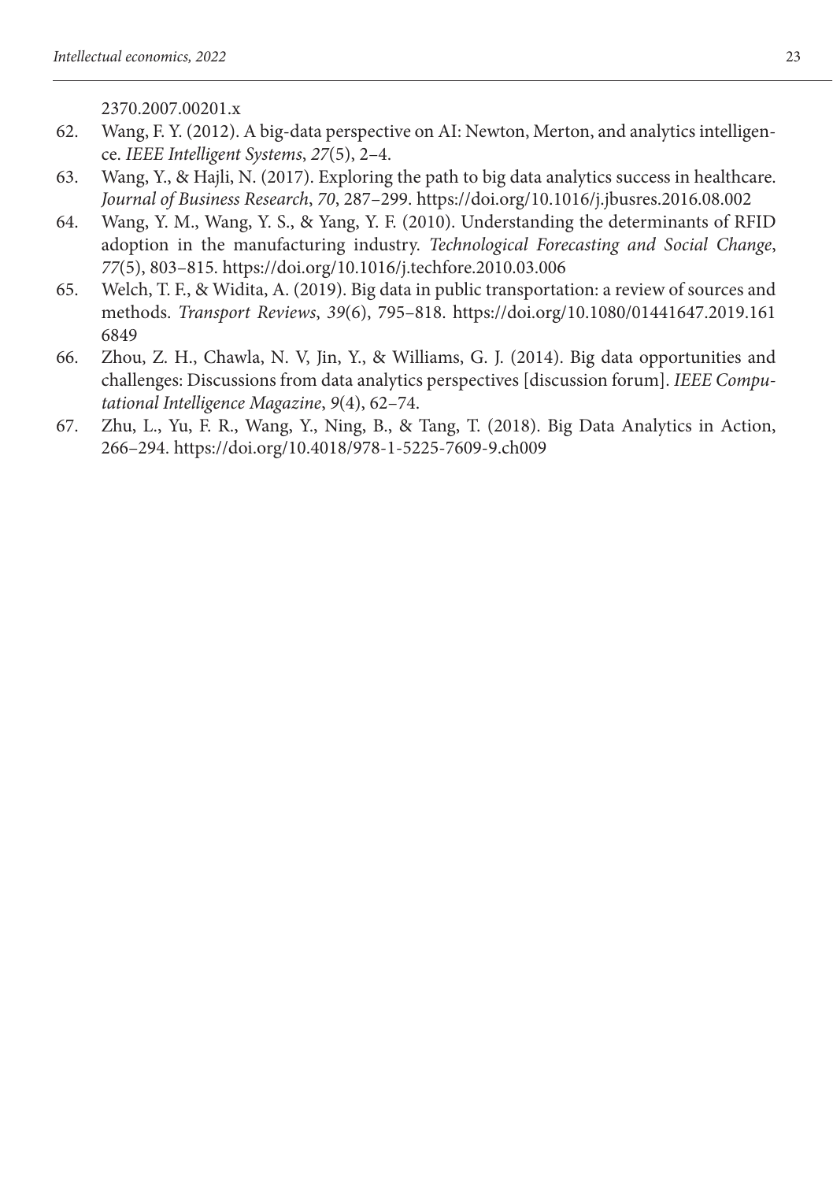2370.2007.00201.x

62. Wang, F. Y. (2012). A big-data perspective on AI: Newton, Merton, and analytics intelligence. *IEEE Intelligent Systems*, *27*(5), 2–4.
63. Wang, Y., & Hajli, N. (2017). Exploring the path to big data analytics success in healthcare. *Journal of Business Research*, *70*, 287–299. https://doi.org/10.1016/j.jbusres.2016.08.002
64. Wang, Y. M., Wang, Y. S., & Yang, Y. F. (2010). Understanding the determinants of RFID adoption in the manufacturing industry. *Technological Forecasting and Social Change*, *77*(5), 803–815. https://doi.org/10.1016/j.techfore.2010.03.006
65. Welch, T. F., & Widita, A. (2019). Big data in public transportation: a review of sources and methods. *Transport Reviews*, *39*(6), 795–818. https://doi.org/10.1080/01441647.2019.1616849
66. Zhou, Z. H., Chawla, N. V, Jin, Y., & Williams, G. J. (2014). Big data opportunities and challenges: Discussions from data analytics perspectives [discussion forum]. *IEEE Computational Intelligence Magazine*, *9*(4), 62–74.
67. Zhu, L., Yu, F. R., Wang, Y., Ning, B., & Tang, T. (2018). Big Data Analytics in Action, 266–294. https://doi.org/10.4018/978-1-5225-7609-9.ch009